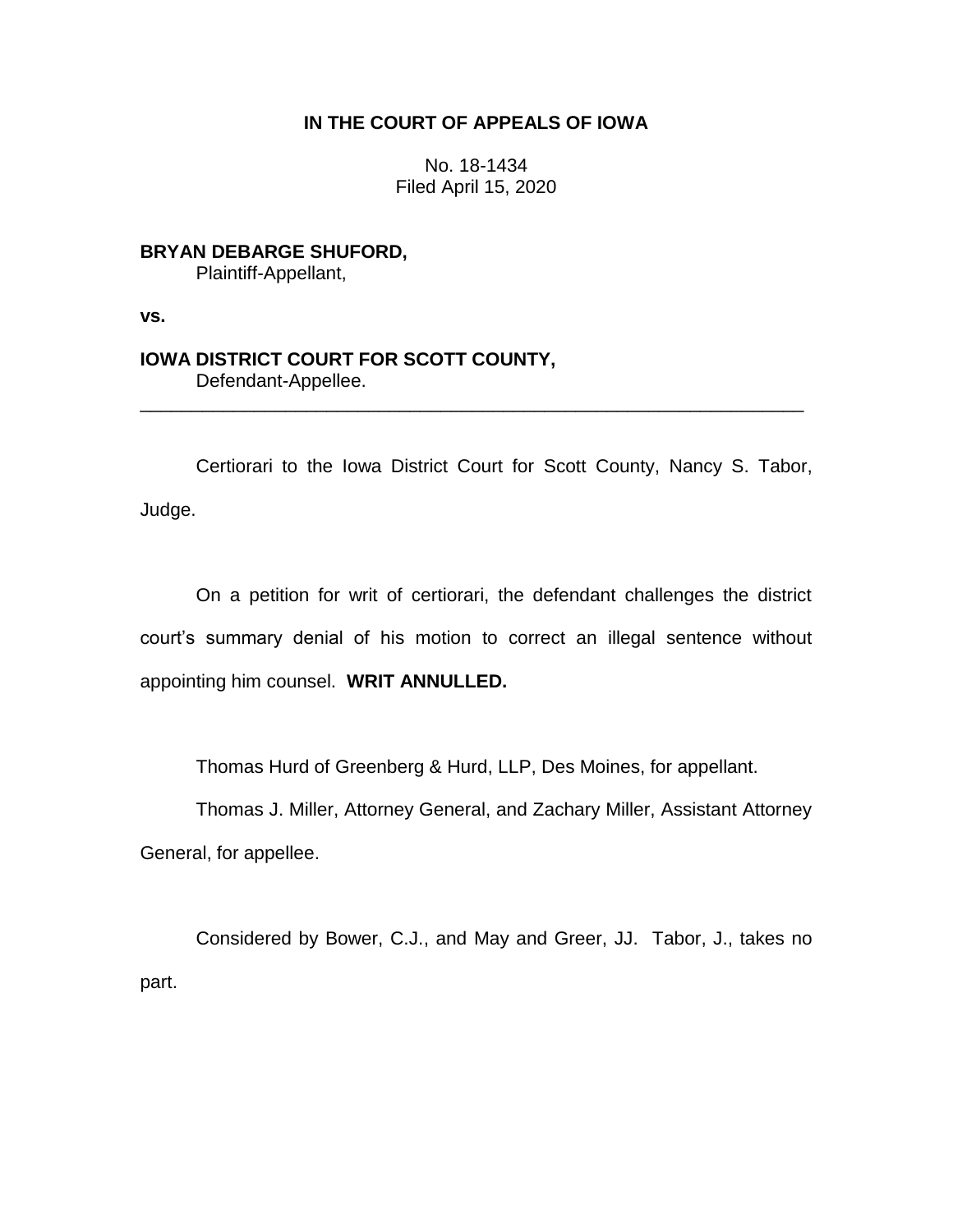**IN THE COURT OF APPEALS OF IOWA**

No. 18-1434
Filed April 15, 2020

**BRYAN DEBARGE SHUFORD,**
Plaintiff-Appellant,

**vs.**

**IOWA DISTRICT COURT FOR SCOTT COUNTY,**
Defendant-Appellee.

---

Certiorari to the Iowa District Court for Scott County, Nancy S. Tabor, Judge.

On a petition for writ of certiorari, the defendant challenges the district court's summary denial of his motion to correct an illegal sentence without appointing him counsel. **WRIT ANNULLED.**

Thomas Hurd of Greenberg & Hurd, LLP, Des Moines, for appellant.

Thomas J. Miller, Attorney General, and Zachary Miller, Assistant Attorney General, for appellee.

Considered by Bower, C.J., and May and Greer, JJ. Tabor, J., takes no part.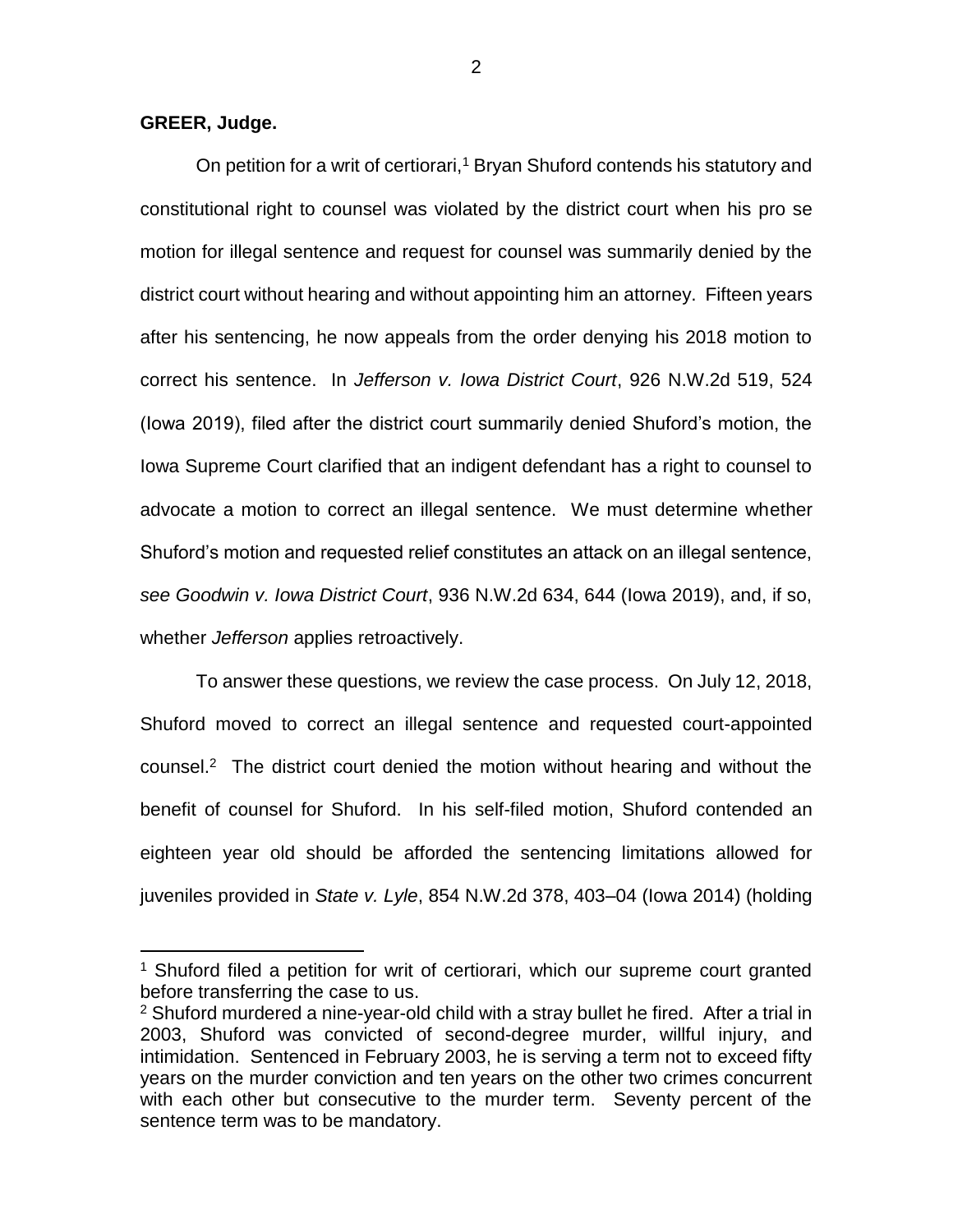**GREER, Judge.**

On petition for a writ of certiorari,[1] Bryan Shuford contends his statutory and constitutional right to counsel was violated by the district court when his pro se motion for illegal sentence and request for counsel was summarily denied by the district court without hearing and without appointing him an attorney. Fifteen years after his sentencing, he now appeals from the order denying his 2018 motion to correct his sentence. In *Jefferson v. Iowa District Court*, 926 N.W.2d 519, 524 (Iowa 2019), filed after the district court summarily denied Shuford's motion, the Iowa Supreme Court clarified that an indigent defendant has a right to counsel to advocate a motion to correct an illegal sentence. We must determine whether Shuford's motion and requested relief constitutes an attack on an illegal sentence, *see Goodwin v. Iowa District Court*, 936 N.W.2d 634, 644 (Iowa 2019), and, if so, whether *Jefferson* applies retroactively.

To answer these questions, we review the case process. On July 12, 2018, Shuford moved to correct an illegal sentence and requested court-appointed counsel.[2] The district court denied the motion without hearing and without the benefit of counsel for Shuford. In his self-filed motion, Shuford contended an eighteen year old should be afforded the sentencing limitations allowed for juveniles provided in *State v. Lyle*, 854 N.W.2d 378, 403–04 (Iowa 2014) (holding

---

[1] Shuford filed a petition for writ of certiorari, which our supreme court granted before transferring the case to us.

[2] Shuford murdered a nine-year-old child with a stray bullet he fired. After a trial in 2003, Shuford was convicted of second-degree murder, willful injury, and intimidation. Sentenced in February 2003, he is serving a term not to exceed fifty years on the murder conviction and ten years on the other two crimes concurrent with each other but consecutive to the murder term. Seventy percent of the sentence term was to be mandatory.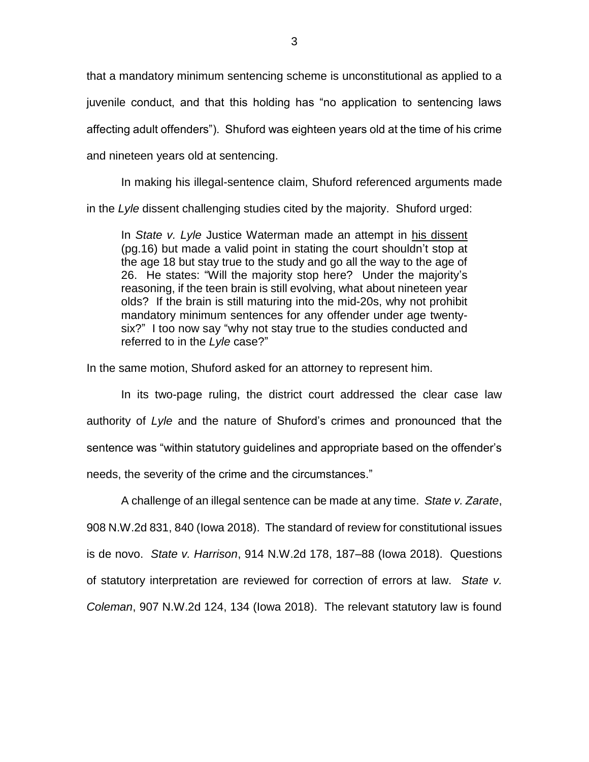that a mandatory minimum sentencing scheme is unconstitutional as applied to a juvenile conduct, and that this holding has "no application to sentencing laws affecting adult offenders"). Shuford was eighteen years old at the time of his crime and nineteen years old at sentencing.

In making his illegal-sentence claim, Shuford referenced arguments made in the *Lyle* dissent challenging studies cited by the majority. Shuford urged:

> In *State v. Lyle* Justice Waterman made an attempt in his dissent (pg.16) but made a valid point in stating the court shouldn't stop at the age 18 but stay true to the study and go all the way to the age of 26. He states: "Will the majority stop here? Under the majority's reasoning, if the teen brain is still evolving, what about nineteen year olds? If the brain is still maturing into the mid-20s, why not prohibit mandatory minimum sentences for any offender under age twenty-six?" I too now say "why not stay true to the studies conducted and referred to in the *Lyle* case?"

In the same motion, Shuford asked for an attorney to represent him.

In its two-page ruling, the district court addressed the clear case law authority of *Lyle* and the nature of Shuford's crimes and pronounced that the sentence was "within statutory guidelines and appropriate based on the offender's needs, the severity of the crime and the circumstances."

A challenge of an illegal sentence can be made at any time. *State v. Zarate*, 908 N.W.2d 831, 840 (Iowa 2018). The standard of review for constitutional issues is de novo. *State v. Harrison*, 914 N.W.2d 178, 187–88 (Iowa 2018). Questions of statutory interpretation are reviewed for correction of errors at law. *State v. Coleman*, 907 N.W.2d 124, 134 (Iowa 2018). The relevant statutory law is found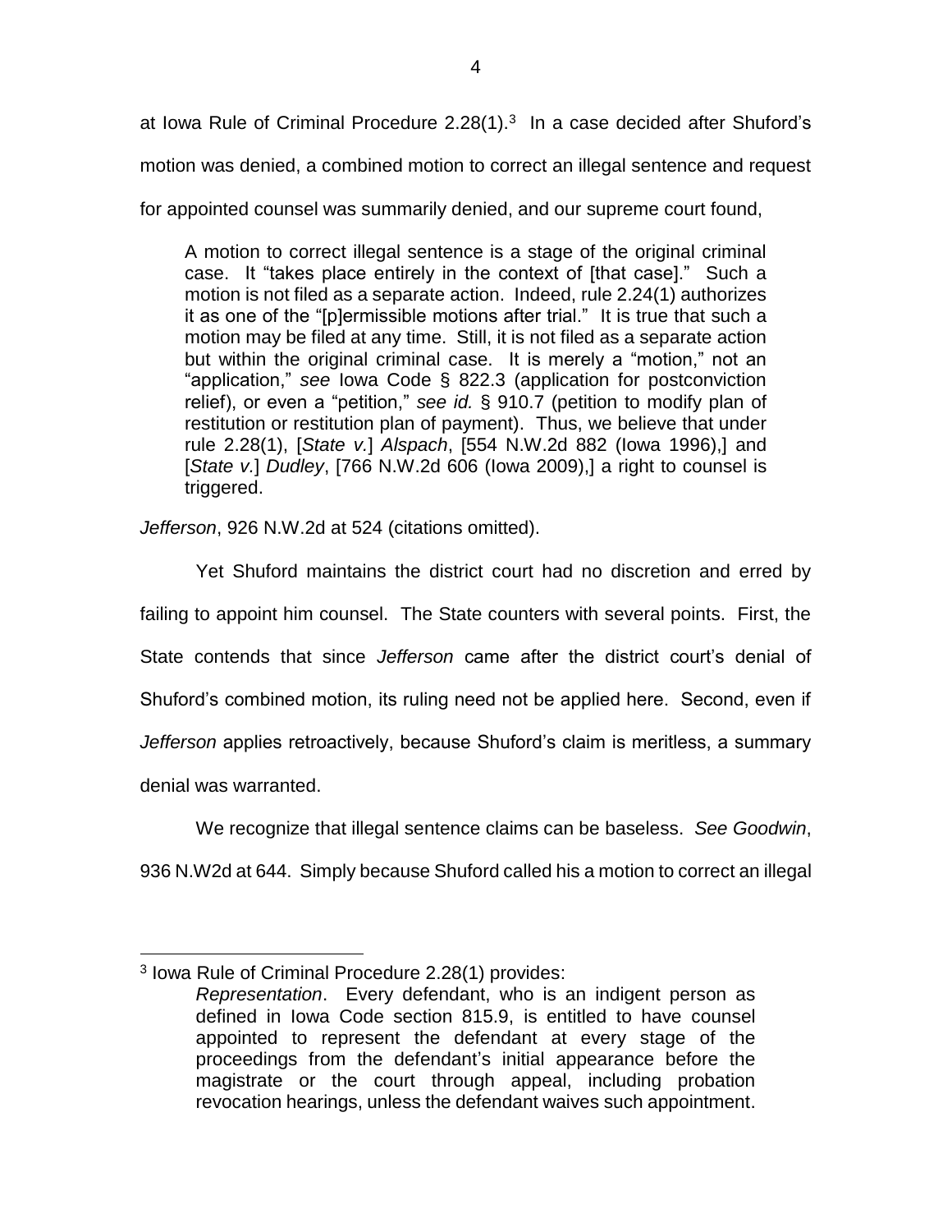at Iowa Rule of Criminal Procedure 2.28(1).[3] In a case decided after Shuford's motion was denied, a combined motion to correct an illegal sentence and request for appointed counsel was summarily denied, and our supreme court found,

> A motion to correct illegal sentence is a stage of the original criminal case. It "takes place entirely in the context of [that case]." Such a motion is not filed as a separate action. Indeed, rule 2.24(1) authorizes it as one of the "[p]ermissible motions after trial." It is true that such a motion may be filed at any time. Still, it is not filed as a separate action but within the original criminal case. It is merely a "motion," not an "application," *see* Iowa Code § 822.3 (application for postconviction relief), or even a "petition," *see id.* § 910.7 (petition to modify plan of restitution or restitution plan of payment). Thus, we believe that under rule 2.28(1), [*State v.*] *Alspach*, [554 N.W.2d 882 (Iowa 1996),] and [*State v.*] *Dudley*, [766 N.W.2d 606 (Iowa 2009),] a right to counsel is triggered.

*Jefferson*, 926 N.W.2d at 524 (citations omitted).

Yet Shuford maintains the district court had no discretion and erred by failing to appoint him counsel. The State counters with several points. First, the State contends that since *Jefferson* came after the district court's denial of Shuford's combined motion, its ruling need not be applied here. Second, even if *Jefferson* applies retroactively, because Shuford's claim is meritless, a summary denial was warranted.

We recognize that illegal sentence claims can be baseless. *See Goodwin*, 936 N.W2d at 644. Simply because Shuford called his a motion to correct an illegal

---

[3] Iowa Rule of Criminal Procedure 2.28(1) provides:

> *Representation*. Every defendant, who is an indigent person as defined in Iowa Code section 815.9, is entitled to have counsel appointed to represent the defendant at every stage of the proceedings from the defendant's initial appearance before the magistrate or the court through appeal, including probation revocation hearings, unless the defendant waives such appointment.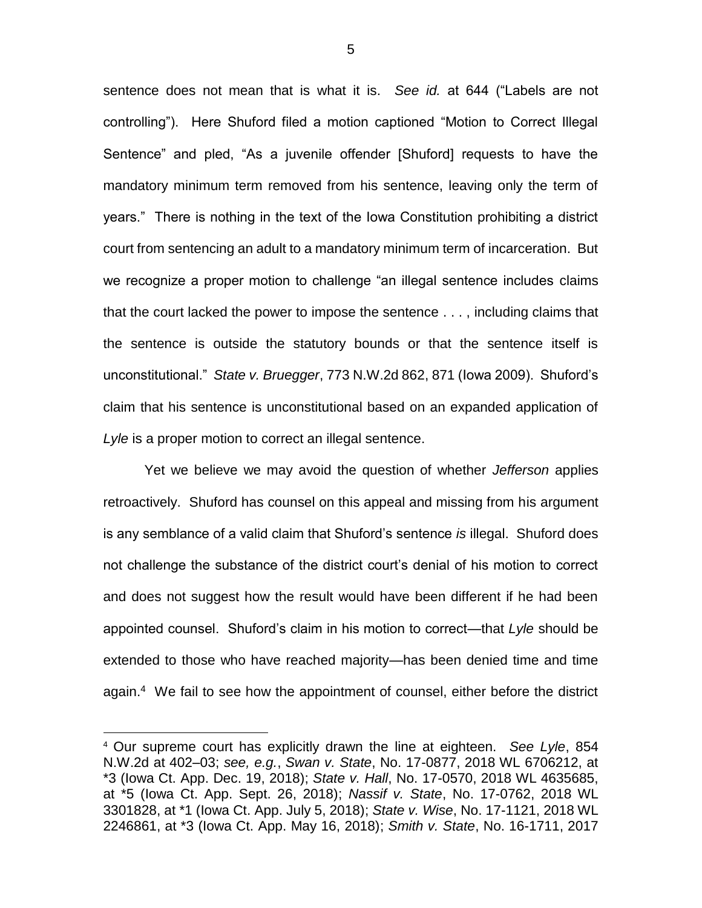sentence does not mean that is what it is. *See id.* at 644 ("Labels are not controlling"). Here Shuford filed a motion captioned "Motion to Correct Illegal Sentence" and pled, "As a juvenile offender [Shuford] requests to have the mandatory minimum term removed from his sentence, leaving only the term of years." There is nothing in the text of the Iowa Constitution prohibiting a district court from sentencing an adult to a mandatory minimum term of incarceration. But we recognize a proper motion to challenge "an illegal sentence includes claims that the court lacked the power to impose the sentence . . . , including claims that the sentence is outside the statutory bounds or that the sentence itself is unconstitutional." *State v. Bruegger*, 773 N.W.2d 862, 871 (Iowa 2009). Shuford's claim that his sentence is unconstitutional based on an expanded application of *Lyle* is a proper motion to correct an illegal sentence.

Yet we believe we may avoid the question of whether *Jefferson* applies retroactively. Shuford has counsel on this appeal and missing from his argument is any semblance of a valid claim that Shuford's sentence *is* illegal. Shuford does not challenge the substance of the district court's denial of his motion to correct and does not suggest how the result would have been different if he had been appointed counsel. Shuford's claim in his motion to correct—that *Lyle* should be extended to those who have reached majority—has been denied time and time again.[4] We fail to see how the appointment of counsel, either before the district

[4] Our supreme court has explicitly drawn the line at eighteen. *See Lyle*, 854 N.W.2d at 402–03; *see, e.g.*, *Swan v. State*, No. 17-0877, 2018 WL 6706212, at *3 (Iowa Ct. App. Dec. 19, 2018); *State v. Hall*, No. 17-0570, 2018 WL 4635685, at *5 (Iowa Ct. App. Sept. 26, 2018); *Nassif v. State*, No. 17-0762, 2018 WL 3301828, at *1 (Iowa Ct. App. July 5, 2018); *State v. Wise*, No. 17-1121, 2018 WL 2246861, at *3 (Iowa Ct. App. May 16, 2018); *Smith v. State*, No. 16-1711, 2017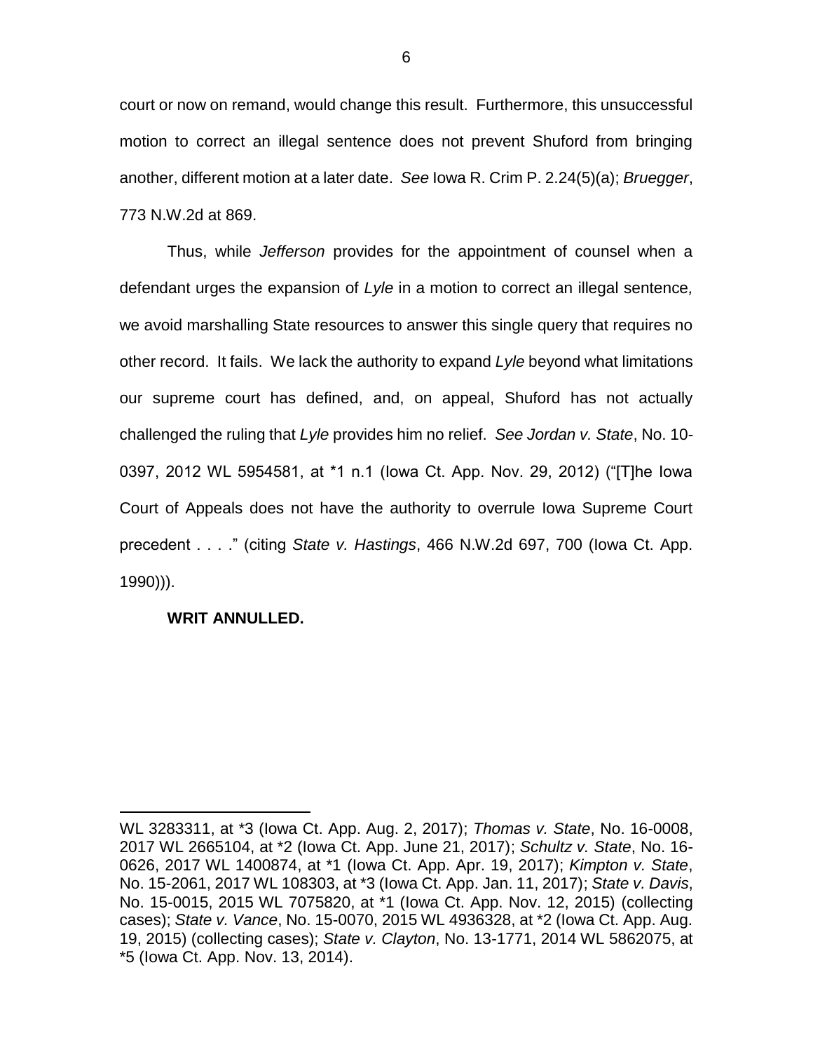court or now on remand, would change this result. Furthermore, this unsuccessful motion to correct an illegal sentence does not prevent Shuford from bringing another, different motion at a later date. *See* Iowa R. Crim P. 2.24(5)(a); *Bruegger*, 773 N.W.2d at 869.

Thus, while *Jefferson* provides for the appointment of counsel when a defendant urges the expansion of *Lyle* in a motion to correct an illegal sentence*,* we avoid marshalling State resources to answer this single query that requires no other record. It fails. We lack the authority to expand *Lyle* beyond what limitations our supreme court has defined, and, on appeal, Shuford has not actually challenged the ruling that *Lyle* provides him no relief. *See Jordan v. State*, No. 10-0397, 2012 WL 5954581, at *1 n.1 (Iowa Ct. App. Nov. 29, 2012) ("[T]he Iowa Court of Appeals does not have the authority to overrule Iowa Supreme Court precedent . . . ." (citing *State v. Hastings*, 466 N.W.2d 697, 700 (Iowa Ct. App. 1990))).

**WRIT ANNULLED.**

---

WL 3283311, at *3 (Iowa Ct. App. Aug. 2, 2017); *Thomas v. State*, No. 16-0008, 2017 WL 2665104, at *2 (Iowa Ct. App. June 21, 2017); *Schultz v. State*, No. 16-0626, 2017 WL 1400874, at *1 (Iowa Ct. App. Apr. 19, 2017); *Kimpton v. State*, No. 15-2061, 2017 WL 108303, at *3 (Iowa Ct. App. Jan. 11, 2017); *State v. Davis*, No. 15-0015, 2015 WL 7075820, at *1 (Iowa Ct. App. Nov. 12, 2015) (collecting cases); *State v. Vance*, No. 15-0070, 2015 WL 4936328, at *2 (Iowa Ct. App. Aug. 19, 2015) (collecting cases); *State v. Clayton*, No. 13-1771, 2014 WL 5862075, at *5 (Iowa Ct. App. Nov. 13, 2014).